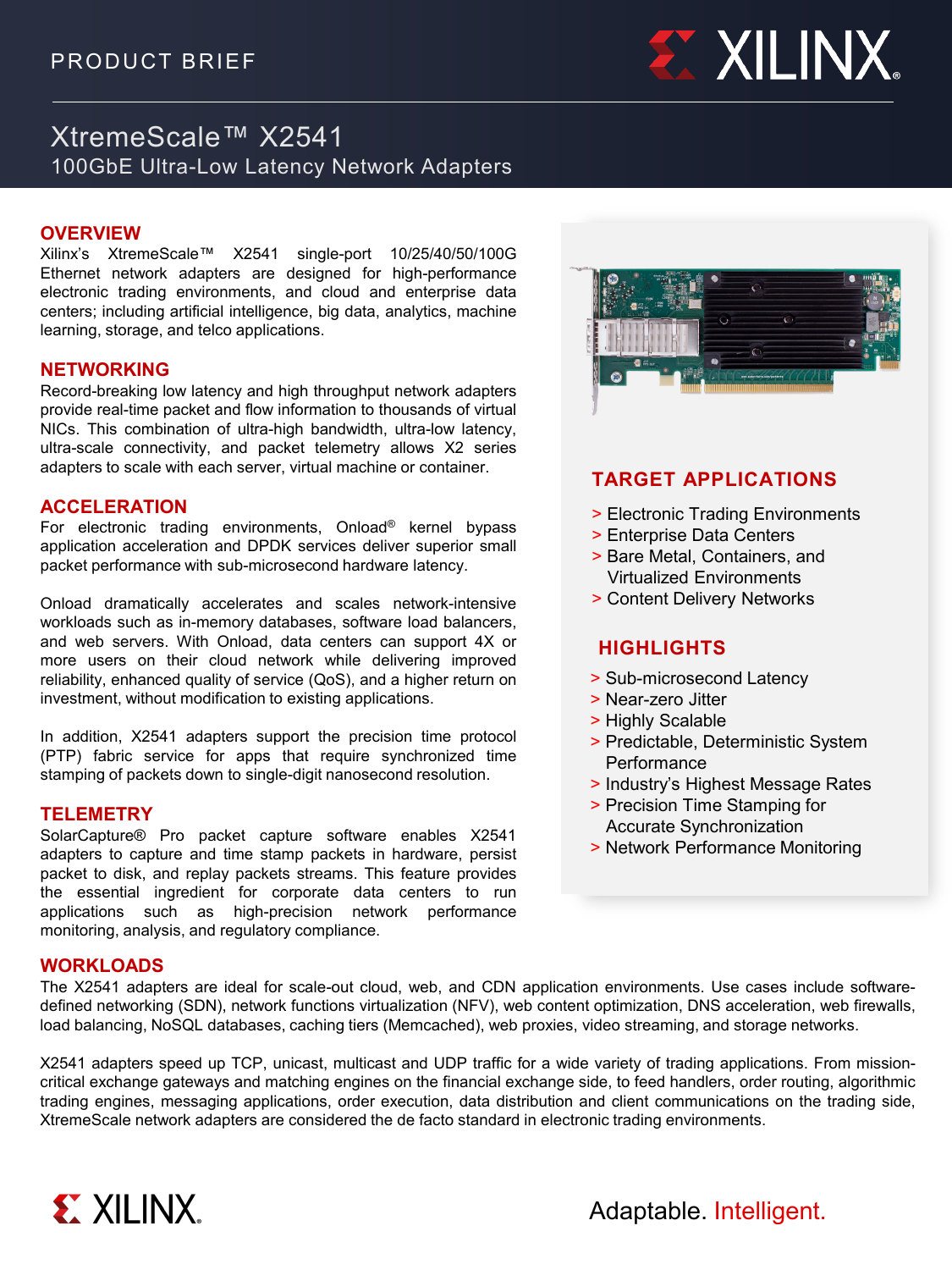PRODUCT BRIEF

# XtremeScale™ X2541

## 100GbE Ultra-Low Latency Network Adapters

## OVERVIEW

Xilinx's XtremeScale™ X2541 single-port 10/25/40/50/100G Ethernet network adapters are designed for high-performance electronic trading environments, and cloud and enterprise data centers; including artificial intelligence, big data, analytics, machine learning, storage, and telco applications.

## NETWORKING

Record-breaking low latency and high throughput network adapters provide real-time packet and flow information to thousands of virtual NICs. This combination of ultra-high bandwidth, ultra-low latency, ultra-scale connectivity, and packet telemetry allows X2 series adapters to scale with each server, virtual machine or container.

## ACCELERATION

For electronic trading environments, Onload® kernel bypass application acceleration and DPDK services deliver superior small packet performance with sub-microsecond hardware latency.

Onload dramatically accelerates and scales network-intensive workloads such as in-memory databases, software load balancers, and web servers. With Onload, data centers can support 4X or more users on their cloud network while delivering improved reliability, enhanced quality of service (QoS), and a higher return on investment, without modification to existing applications.

In addition, X2541 adapters support the precision time protocol (PTP) fabric service for apps that require synchronized time stamping of packets down to single-digit nanosecond resolution.

## TELEMETRY

SolarCapture® Pro packet capture software enables X2541 adapters to capture and time stamp packets in hardware, persist packet to disk, and replay packets streams. This feature provides the essential ingredient for corporate data centers to run applications such as high-precision network performance monitoring, analysis, and regulatory compliance.

## TARGET APPLICATIONS

- Electronic Trading Environments
- Enterprise Data Centers
- Bare Metal, Containers, and Virtualized Environments
- Content Delivery Networks

## HIGHLIGHTS

- Sub-microsecond Latency
- Near-zero Jitter
- Highly Scalable
- Predictable, Deterministic System Performance
- Industry's Highest Message Rates
- Precision Time Stamping for Accurate Synchronization
- Network Performance Monitoring

## WORKLOADS

The X2541 adapters are ideal for scale-out cloud, web, and CDN application environments. Use cases include software-defined networking (SDN), network functions virtualization (NFV), web content optimization, DNS acceleration, web firewalls, load balancing, NoSQL databases, caching tiers (Memcached), web proxies, video streaming, and storage networks.

X2541 adapters speed up TCP, unicast, multicast and UDP traffic for a wide variety of trading applications. From mission-critical exchange gateways and matching engines on the financial exchange side, to feed handlers, order routing, algorithmic trading engines, messaging applications, order execution, data distribution and client communications on the trading side, XtremeScale network adapters are considered the de facto standard in electronic trading environments.

Adaptable. Intelligent.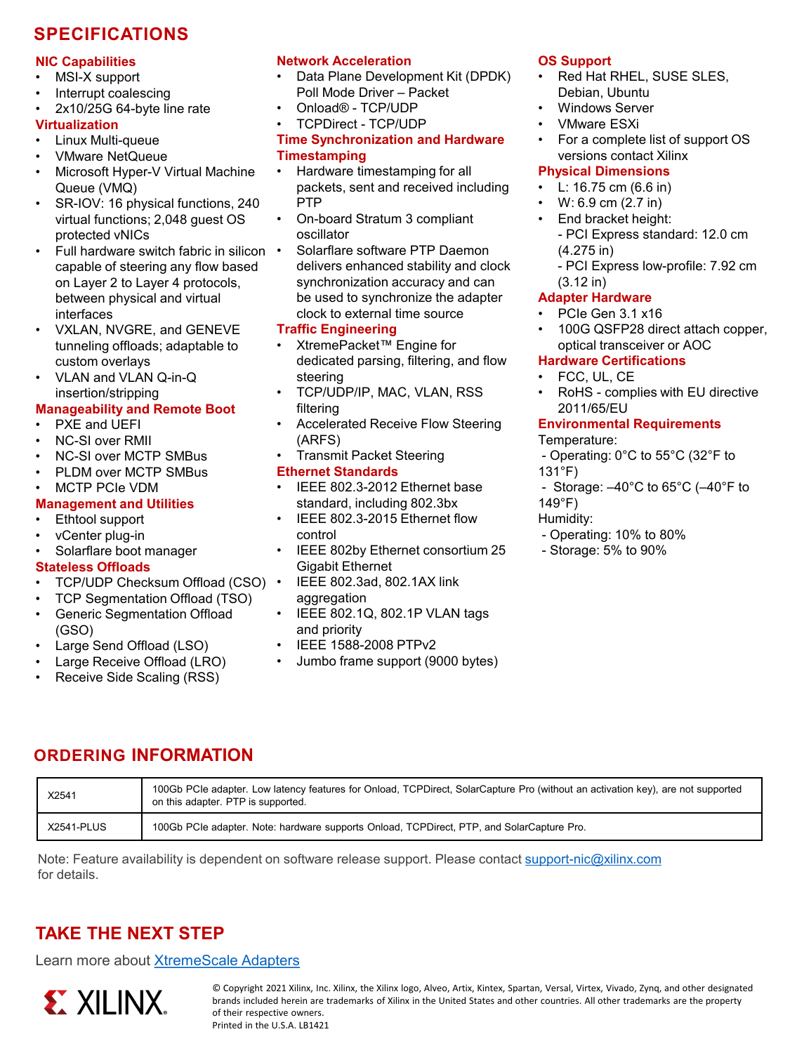# SPECIFICATIONS

### NIC Capabilities

- MSI-X support
- Interrupt coalescing
- 2x10/25G 64-byte line rate

### Virtualization

- Linux Multi-queue
- VMware NetQueue
- Microsoft Hyper-V Virtual Machine Queue (VMQ)
- SR-IOV: 16 physical functions, 240 virtual functions; 2,048 guest OS protected vNICs
- Full hardware switch fabric in silicon capable of steering any flow based on Layer 2 to Layer 4 protocols, between physical and virtual interfaces
- VXLAN, NVGRE, and GENEVE tunneling offloads; adaptable to custom overlays
- VLAN and VLAN Q-in-Q insertion/stripping

### Manageability and Remote Boot

- PXE and UEFI
- NC-SI over RMII
- NC-SI over MCTP SMBus
- PLDM over MCTP SMBus
- MCTP PCIe VDM

### Management and Utilities

- Ethtool support
- vCenter plug-in
- Solarflare boot manager

### Stateless Offloads

- TCP/UDP Checksum Offload (CSO)
- TCP Segmentation Offload (TSO)
- Generic Segmentation Offload (GSO)
- Large Send Offload (LSO)
- Large Receive Offload (LRO)
- Receive Side Scaling (RSS)

### Network Acceleration

- Data Plane Development Kit (DPDK) Poll Mode Driver – Packet
- Onload® - TCP/UDP
- TCPDirect - TCP/UDP

### Time Synchronization and Hardware Timestamping

- Hardware timestamping for all packets, sent and received including PTP
- On-board Stratum 3 compliant oscillator
- Solarflare software PTP Daemon delivers enhanced stability and clock synchronization accuracy and can be used to synchronize the adapter clock to external time source

### Traffic Engineering

- XtremePacket™ Engine for dedicated parsing, filtering, and flow steering
- TCP/UDP/IP, MAC, VLAN, RSS filtering
- Accelerated Receive Flow Steering (ARFS)
- Transmit Packet Steering

### Ethernet Standards

- IEEE 802.3-2012 Ethernet base standard, including 802.3bx
- IEEE 802.3-2015 Ethernet flow control
- IEEE 802by Ethernet consortium 25 Gigabit Ethernet
- IEEE 802.3ad, 802.1AX link aggregation
- IEEE 802.1Q, 802.1P VLAN tags and priority
- IEEE 1588-2008 PTPv2
- Jumbo frame support (9000 bytes)

### OS Support

- Red Hat RHEL, SUSE SLES, Debian, Ubuntu
- Windows Server
- VMware ESXi
- For a complete list of support OS versions contact Xilinx

### Physical Dimensions

- L: 16.75 cm (6.6 in)
- W: 6.9 cm (2.7 in)
- End bracket height:
  - PCI Express standard: 12.0 cm (4.275 in)
  - PCI Express low-profile: 7.92 cm (3.12 in)

### Adapter Hardware

- PCIe Gen 3.1 x16
- 100G QSFP28 direct attach copper, optical transceiver or AOC

### Hardware Certifications

- FCC, UL, CE
- RoHS - complies with EU directive 2011/65/EU

### Environmental Requirements

Temperature:
- Operating: 0°C to 55°C (32°F to 131°F)
- Storage: –40°C to 65°C (–40°F to 149°F)

Humidity:
- Operating: 10% to 80%
- Storage: 5% to 90%

# ORDERING INFORMATION

| | |
|---|---|
| X2541 | 100Gb PCIe adapter. Low latency features for Onload, TCPDirect, SolarCapture Pro (without an activation key), are not supported on this adapter. PTP is supported. |
| X2541-PLUS | 100Gb PCIe adapter. Note: hardware supports Onload, TCPDirect, PTP, and SolarCapture Pro. |

Note: Feature availability is dependent on software release support. Please contact support-nic@xilinx.com for details.

# TAKE THE NEXT STEP

Learn more about XtremeScale Adapters

XILINX.

© Copyright 2021 Xilinx, Inc. Xilinx, the Xilinx logo, Alveo, Artix, Kintex, Spartan, Versal, Virtex, Vivado, Zynq, and other designated brands included herein are trademarks of Xilinx in the United States and other countries. All other trademarks are the property of their respective owners.
Printed in the U.S.A. LB1421